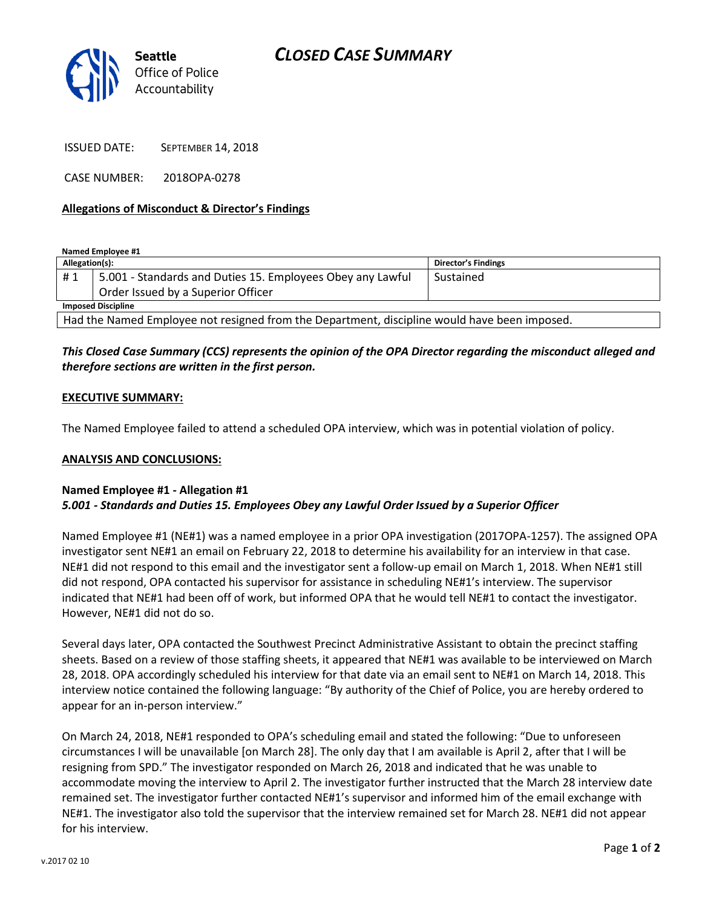Seattle Office of Police Accountability

# CLOSED CASE SUMMARY

ISSUED DATE: SEPTEMBER 14, 2018

CASE NUMBER: 2018OPA-0278

**Allegations of Misconduct & Director's Findings**

**Named Employee #1**

| Allegation(s): | | Director's Findings |
|---|---|---|
| # 1 | 5.001 - Standards and Duties 15. Employees Obey any Lawful Order Issued by a Superior Officer | Sustained |
| **Imposed Discipline** | | |
| Had the Named Employee not resigned from the Department, discipline would have been imposed. | | |

***This Closed Case Summary (CCS) represents the opinion of the OPA Director regarding the misconduct alleged and therefore sections are written in the first person.***

**EXECUTIVE SUMMARY:**

The Named Employee failed to attend a scheduled OPA interview, which was in potential violation of policy.

**ANALYSIS AND CONCLUSIONS:**

**Named Employee #1 - Allegation #1**
***5.001 - Standards and Duties 15. Employees Obey any Lawful Order Issued by a Superior Officer***

Named Employee #1 (NE#1) was a named employee in a prior OPA investigation (2017OPA-1257). The assigned OPA investigator sent NE#1 an email on February 22, 2018 to determine his availability for an interview in that case. NE#1 did not respond to this email and the investigator sent a follow-up email on March 1, 2018. When NE#1 still did not respond, OPA contacted his supervisor for assistance in scheduling NE#1's interview. The supervisor indicated that NE#1 had been off of work, but informed OPA that he would tell NE#1 to contact the investigator. However, NE#1 did not do so.

Several days later, OPA contacted the Southwest Precinct Administrative Assistant to obtain the precinct staffing sheets. Based on a review of those staffing sheets, it appeared that NE#1 was available to be interviewed on March 28, 2018. OPA accordingly scheduled his interview for that date via an email sent to NE#1 on March 14, 2018. This interview notice contained the following language: "By authority of the Chief of Police, you are hereby ordered to appear for an in-person interview."

On March 24, 2018, NE#1 responded to OPA's scheduling email and stated the following: "Due to unforeseen circumstances I will be unavailable [on March 28]. The only day that I am available is April 2, after that I will be resigning from SPD." The investigator responded on March 26, 2018 and indicated that he was unable to accommodate moving the interview to April 2. The investigator further instructed that the March 28 interview date remained set. The investigator further contacted NE#1's supervisor and informed him of the email exchange with NE#1. The investigator also told the supervisor that the interview remained set for March 28. NE#1 did not appear for his interview.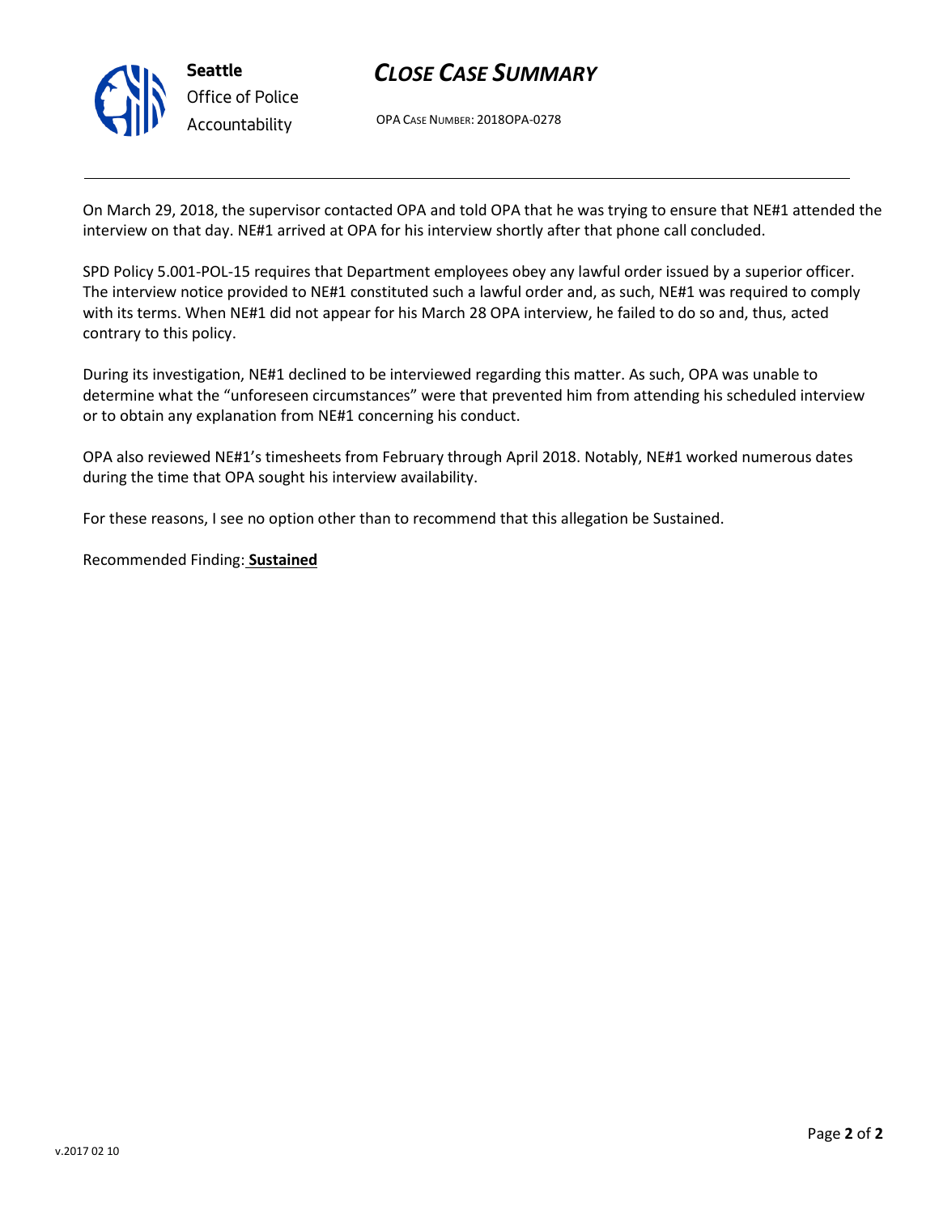On March 29, 2018, the supervisor contacted OPA and told OPA that he was trying to ensure that NE#1 attended the interview on that day. NE#1 arrived at OPA for his interview shortly after that phone call concluded.

SPD Policy 5.001-POL-15 requires that Department employees obey any lawful order issued by a superior officer. The interview notice provided to NE#1 constituted such a lawful order and, as such, NE#1 was required to comply with its terms. When NE#1 did not appear for his March 28 OPA interview, he failed to do so and, thus, acted contrary to this policy.

During its investigation, NE#1 declined to be interviewed regarding this matter. As such, OPA was unable to determine what the "unforeseen circumstances" were that prevented him from attending his scheduled interview or to obtain any explanation from NE#1 concerning his conduct.

OPA also reviewed NE#1's timesheets from February through April 2018. Notably, NE#1 worked numerous dates during the time that OPA sought his interview availability.

For these reasons, I see no option other than to recommend that this allegation be Sustained.

Recommended Finding: **Sustained**